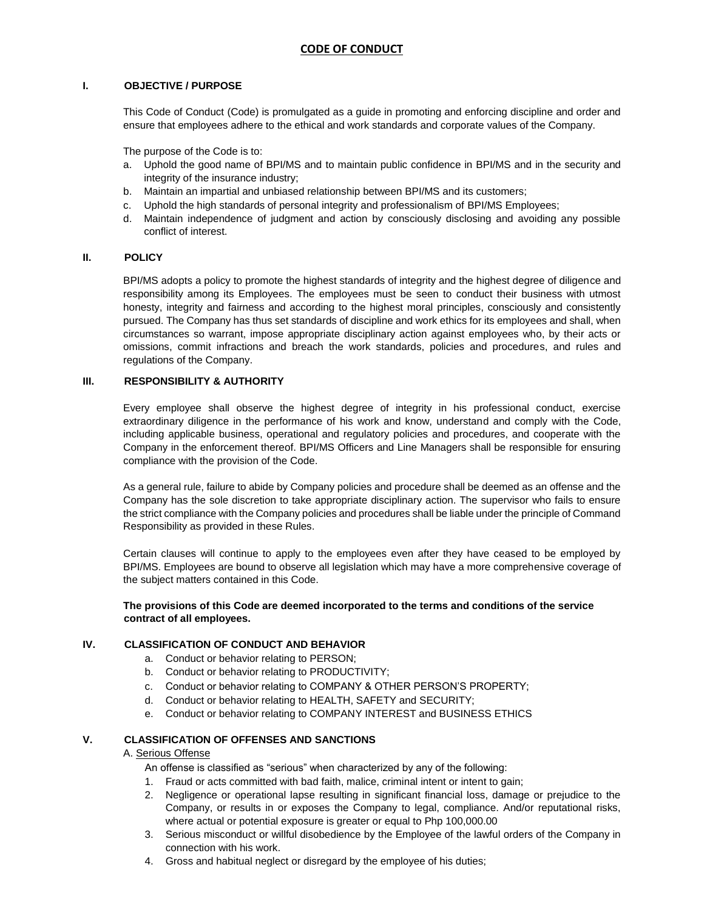# CODE OF CONDUCT

## I. OBJECTIVE / PURPOSE

This Code of Conduct (Code) is promulgated as a guide in promoting and enforcing discipline and order and ensure that employees adhere to the ethical and work standards and corporate values of the Company.

The purpose of the Code is to:

a. Uphold the good name of BPI/MS and to maintain public confidence in BPI/MS and in the security and integrity of the insurance industry;
b. Maintain an impartial and unbiased relationship between BPI/MS and its customers;
c. Uphold the high standards of personal integrity and professionalism of BPI/MS Employees;
d. Maintain independence of judgment and action by consciously disclosing and avoiding any possible conflict of interest.

## II. POLICY

BPI/MS adopts a policy to promote the highest standards of integrity and the highest degree of diligence and responsibility among its Employees. The employees must be seen to conduct their business with utmost honesty, integrity and fairness and according to the highest moral principles, consciously and consistently pursued. The Company has thus set standards of discipline and work ethics for its employees and shall, when circumstances so warrant, impose appropriate disciplinary action against employees who, by their acts or omissions, commit infractions and breach the work standards, policies and procedures, and rules and regulations of the Company.

## III. RESPONSIBILITY & AUTHORITY

Every employee shall observe the highest degree of integrity in his professional conduct, exercise extraordinary diligence in the performance of his work and know, understand and comply with the Code, including applicable business, operational and regulatory policies and procedures, and cooperate with the Company in the enforcement thereof. BPI/MS Officers and Line Managers shall be responsible for ensuring compliance with the provision of the Code.

As a general rule, failure to abide by Company policies and procedure shall be deemed as an offense and the Company has the sole discretion to take appropriate disciplinary action. The supervisor who fails to ensure the strict compliance with the Company policies and procedures shall be liable under the principle of Command Responsibility as provided in these Rules.

Certain clauses will continue to apply to the employees even after they have ceased to be employed by BPI/MS. Employees are bound to observe all legislation which may have a more comprehensive coverage of the subject matters contained in this Code.

**The provisions of this Code are deemed incorporated to the terms and conditions of the service contract of all employees.**

## IV. CLASSIFICATION OF CONDUCT AND BEHAVIOR

a. Conduct or behavior relating to PERSON;
b. Conduct or behavior relating to PRODUCTIVITY;
c. Conduct or behavior relating to COMPANY & OTHER PERSON'S PROPERTY;
d. Conduct or behavior relating to HEALTH, SAFETY and SECURITY;
e. Conduct or behavior relating to COMPANY INTEREST and BUSINESS ETHICS

## V. CLASSIFICATION OF OFFENSES AND SANCTIONS

A. Serious Offense

An offense is classified as "serious" when characterized by any of the following:

1. Fraud or acts committed with bad faith, malice, criminal intent or intent to gain;
2. Negligence or operational lapse resulting in significant financial loss, damage or prejudice to the Company, or results in or exposes the Company to legal, compliance. And/or reputational risks, where actual or potential exposure is greater or equal to Php 100,000.00
3. Serious misconduct or willful disobedience by the Employee of the lawful orders of the Company in connection with his work.
4. Gross and habitual neglect or disregard by the employee of his duties;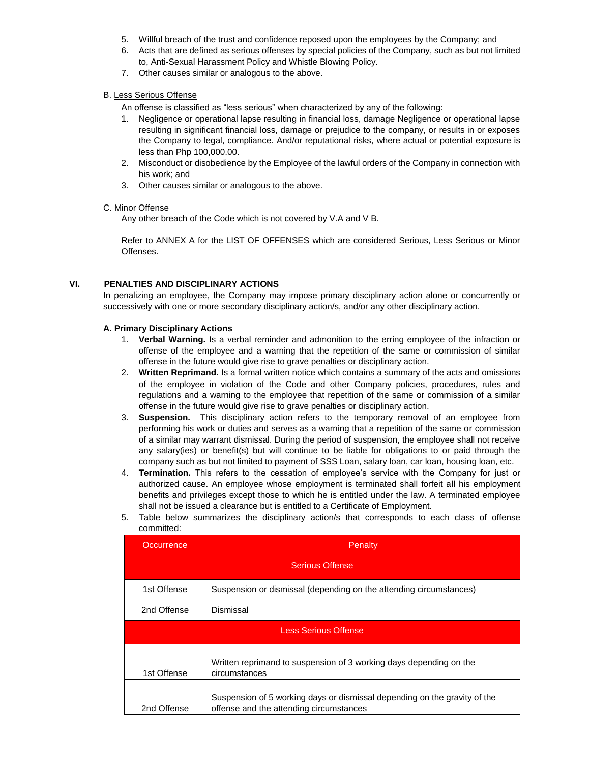5. Willful breach of the trust and confidence reposed upon the employees by the Company; and
6. Acts that are defined as serious offenses by special policies of the Company, such as but not limited to, Anti-Sexual Harassment Policy and Whistle Blowing Policy.
7. Other causes similar or analogous to the above.

B. Less Serious Offense

An offense is classified as "less serious" when characterized by any of the following:

1. Negligence or operational lapse resulting in financial loss, damage Negligence or operational lapse resulting in significant financial loss, damage or prejudice to the company, or results in or exposes the Company to legal, compliance. And/or reputational risks, where actual or potential exposure is less than Php 100,000.00.
2. Misconduct or disobedience by the Employee of the lawful orders of the Company in connection with his work; and
3. Other causes similar or analogous to the above.

C. Minor Offense

Any other breach of the Code which is not covered by V.A and V B.

Refer to ANNEX A for the LIST OF OFFENSES which are considered Serious, Less Serious or Minor Offenses.

## VI. PENALTIES AND DISCIPLINARY ACTIONS

In penalizing an employee, the Company may impose primary disciplinary action alone or concurrently or successively with one or more secondary disciplinary action/s, and/or any other disciplinary action.

### A. Primary Disciplinary Actions

1. **Verbal Warning.** Is a verbal reminder and admonition to the erring employee of the infraction or offense of the employee and a warning that the repetition of the same or commission of similar offense in the future would give rise to grave penalties or disciplinary action.
2. **Written Reprimand.** Is a formal written notice which contains a summary of the acts and omissions of the employee in violation of the Code and other Company policies, procedures, rules and regulations and a warning to the employee that repetition of the same or commission of a similar offense in the future would give rise to grave penalties or disciplinary action.
3. **Suspension.** This disciplinary action refers to the temporary removal of an employee from performing his work or duties and serves as a warning that a repetition of the same or commission of a similar may warrant dismissal. During the period of suspension, the employee shall not receive any salary(ies) or benefit(s) but will continue to be liable for obligations to or paid through the company such as but not limited to payment of SSS Loan, salary loan, car loan, housing loan, etc.
4. **Termination.** This refers to the cessation of employee's service with the Company for just or authorized cause. An employee whose employment is terminated shall forfeit all his employment benefits and privileges except those to which he is entitled under the law. A terminated employee shall not be issued a clearance but is entitled to a Certificate of Employment.
5. Table below summarizes the disciplinary action/s that corresponds to each class of offense committed:

| Occurrence | Penalty |
|---|---|
| **Serious Offense** | |
| 1st Offense | Suspension or dismissal (depending on the attending circumstances) |
| 2nd Offense | Dismissal |
| **Less Serious Offense** | |
| 1st Offense | Written reprimand to suspension of 3 working days depending on the circumstances |
| 2nd Offense | Suspension of 5 working days or dismissal depending on the gravity of the offense and the attending circumstances |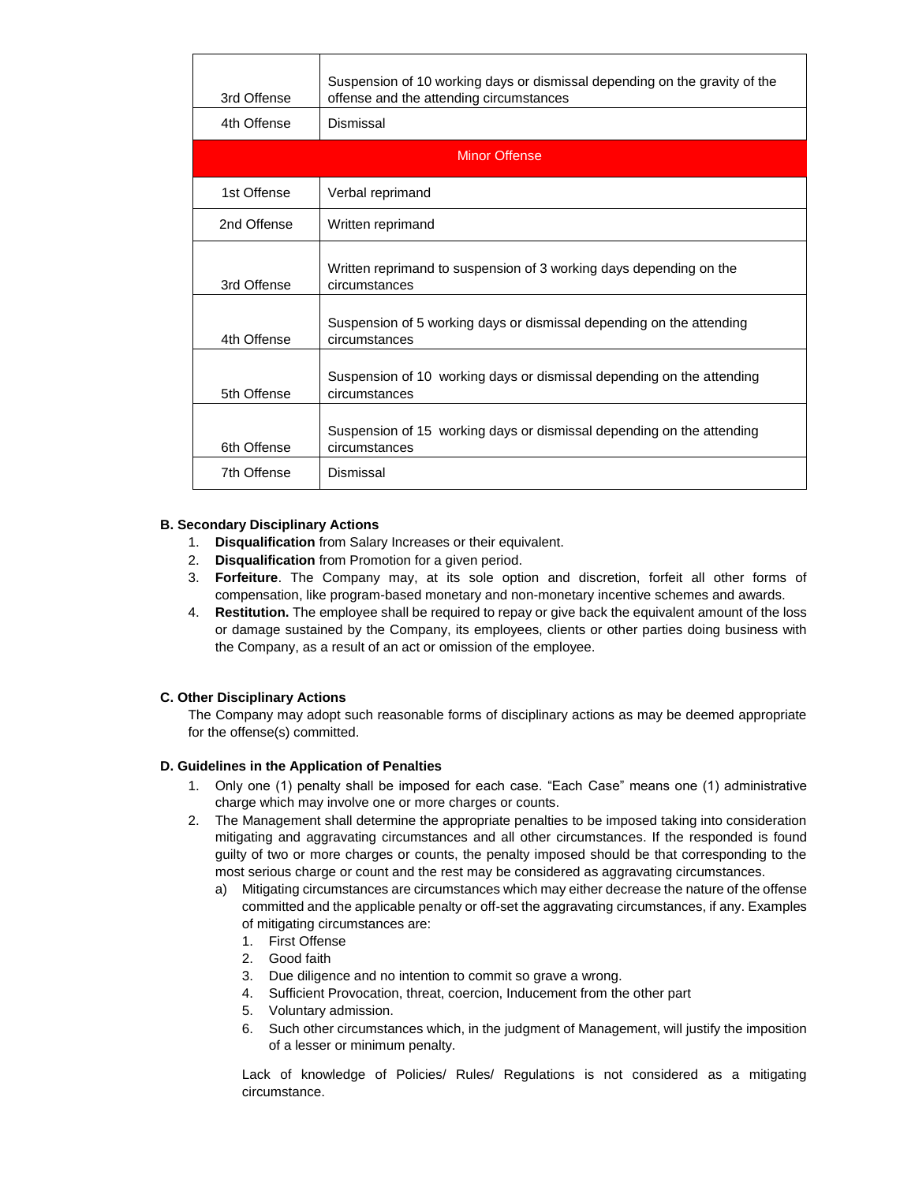| | |
|---|---|
| 3rd Offense | Suspension of 10 working days or dismissal depending on the gravity of the offense and the attending circumstances |
| 4th Offense | Dismissal |
| **Minor Offense** | |
| 1st Offense | Verbal reprimand |
| 2nd Offense | Written reprimand |
| 3rd Offense | Written reprimand to suspension of 3 working days depending on the circumstances |
| 4th Offense | Suspension of 5 working days or dismissal depending on the attending circumstances |
| 5th Offense | Suspension of 10 working days or dismissal depending on the attending circumstances |
| 6th Offense | Suspension of 15 working days or dismissal depending on the attending circumstances |
| 7th Offense | Dismissal |

**B. Secondary Disciplinary Actions**

1. **Disqualification** from Salary Increases or their equivalent.
2. **Disqualification** from Promotion for a given period.
3. **Forfeiture**. The Company may, at its sole option and discretion, forfeit all other forms of compensation, like program-based monetary and non-monetary incentive schemes and awards.
4. **Restitution.** The employee shall be required to repay or give back the equivalent amount of the loss or damage sustained by the Company, its employees, clients or other parties doing business with the Company, as a result of an act or omission of the employee.

**C. Other Disciplinary Actions**

The Company may adopt such reasonable forms of disciplinary actions as may be deemed appropriate for the offense(s) committed.

**D. Guidelines in the Application of Penalties**

1. Only one (1) penalty shall be imposed for each case. "Each Case" means one (1) administrative charge which may involve one or more charges or counts.
2. The Management shall determine the appropriate penalties to be imposed taking into consideration mitigating and aggravating circumstances and all other circumstances. If the responded is found guilty of two or more charges or counts, the penalty imposed should be that corresponding to the most serious charge or count and the rest may be considered as aggravating circumstances.
   a) Mitigating circumstances are circumstances which may either decrease the nature of the offense committed and the applicable penalty or off-set the aggravating circumstances, if any. Examples of mitigating circumstances are:
      1. First Offense
      2. Good faith
      3. Due diligence and no intention to commit so grave a wrong.
      4. Sufficient Provocation, threat, coercion, Inducement from the other part
      5. Voluntary admission.
      6. Such other circumstances which, in the judgment of Management, will justify the imposition of a lesser or minimum penalty.

      Lack of knowledge of Policies/ Rules/ Regulations is not considered as a mitigating circumstance.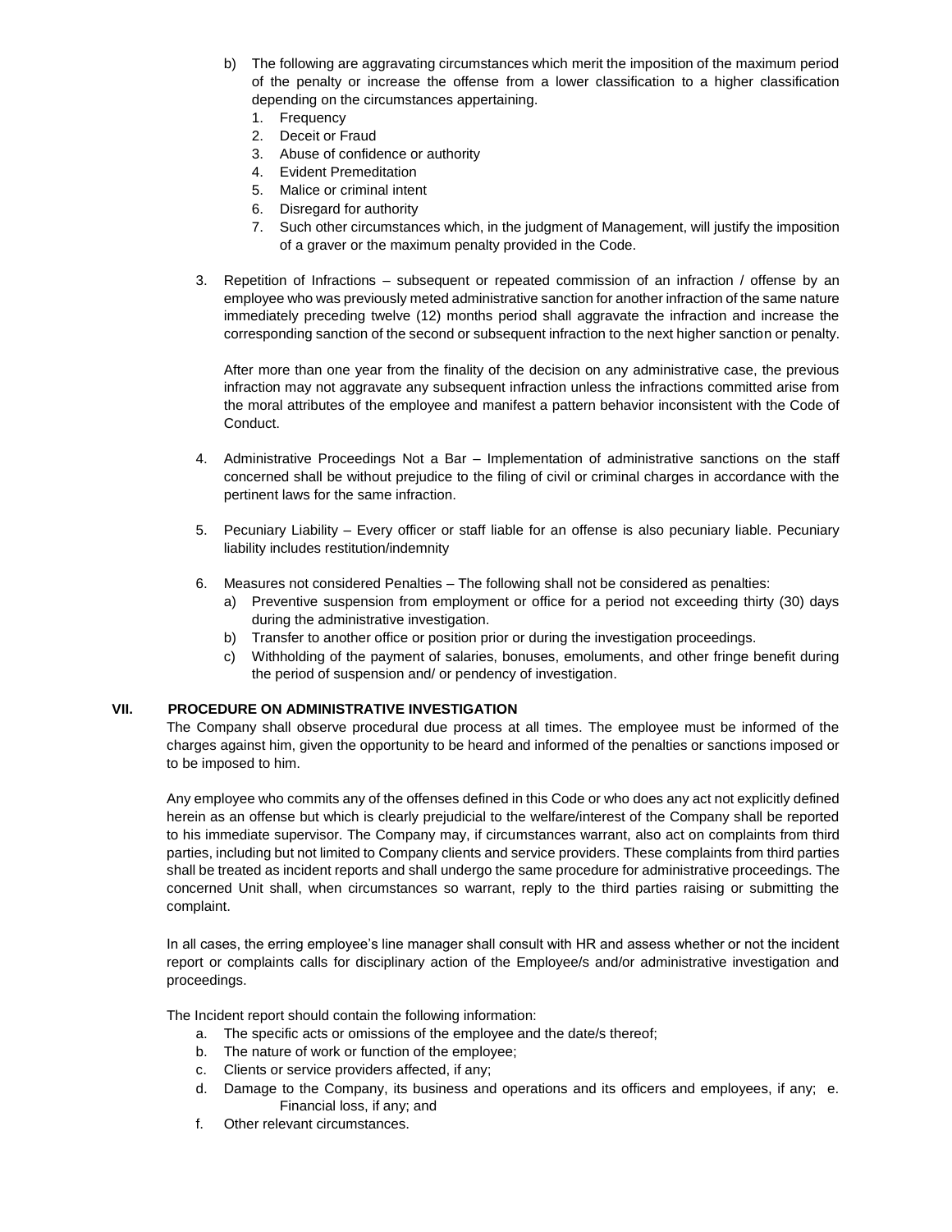b) The following are aggravating circumstances which merit the imposition of the maximum period of the penalty or increase the offense from a lower classification to a higher classification depending on the circumstances appertaining.
   1. Frequency
   2. Deceit or Fraud
   3. Abuse of confidence or authority
   4. Evident Premeditation
   5. Malice or criminal intent
   6. Disregard for authority
   7. Such other circumstances which, in the judgment of Management, will justify the imposition of a graver or the maximum penalty provided in the Code.

3. Repetition of Infractions – subsequent or repeated commission of an infraction / offense by an employee who was previously meted administrative sanction for another infraction of the same nature immediately preceding twelve (12) months period shall aggravate the infraction and increase the corresponding sanction of the second or subsequent infraction to the next higher sanction or penalty.

   After more than one year from the finality of the decision on any administrative case, the previous infraction may not aggravate any subsequent infraction unless the infractions committed arise from the moral attributes of the employee and manifest a pattern behavior inconsistent with the Code of Conduct.

4. Administrative Proceedings Not a Bar – Implementation of administrative sanctions on the staff concerned shall be without prejudice to the filing of civil or criminal charges in accordance with the pertinent laws for the same infraction.

5. Pecuniary Liability – Every officer or staff liable for an offense is also pecuniary liable. Pecuniary liability includes restitution/indemnity

6. Measures not considered Penalties – The following shall not be considered as penalties:
   a) Preventive suspension from employment or office for a period not exceeding thirty (30) days during the administrative investigation.
   b) Transfer to another office or position prior or during the investigation proceedings.
   c) Withholding of the payment of salaries, bonuses, emoluments, and other fringe benefit during the period of suspension and/ or pendency of investigation.

## VII. PROCEDURE ON ADMINISTRATIVE INVESTIGATION

The Company shall observe procedural due process at all times. The employee must be informed of the charges against him, given the opportunity to be heard and informed of the penalties or sanctions imposed or to be imposed to him.

Any employee who commits any of the offenses defined in this Code or who does any act not explicitly defined herein as an offense but which is clearly prejudicial to the welfare/interest of the Company shall be reported to his immediate supervisor. The Company may, if circumstances warrant, also act on complaints from third parties, including but not limited to Company clients and service providers. These complaints from third parties shall be treated as incident reports and shall undergo the same procedure for administrative proceedings. The concerned Unit shall, when circumstances so warrant, reply to the third parties raising or submitting the complaint.

In all cases, the erring employee's line manager shall consult with HR and assess whether or not the incident report or complaints calls for disciplinary action of the Employee/s and/or administrative investigation and proceedings.

The Incident report should contain the following information:

a. The specific acts or omissions of the employee and the date/s thereof;
b. The nature of work or function of the employee;
c. Clients or service providers affected, if any;
d. Damage to the Company, its business and operations and its officers and employees, if any;
e. Financial loss, if any; and
f. Other relevant circumstances.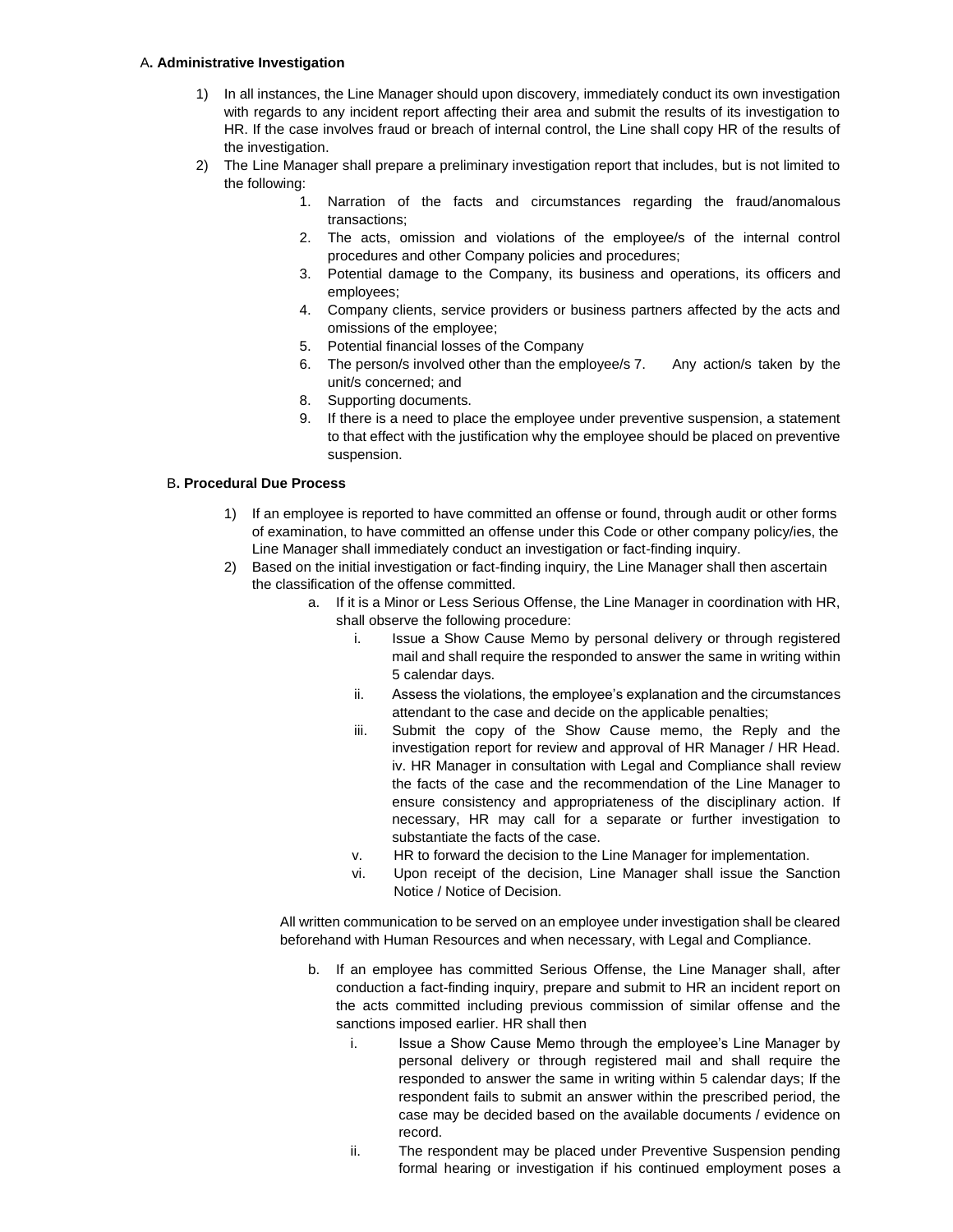A**. Administrative Investigation**

1) In all instances, the Line Manager should upon discovery, immediately conduct its own investigation with regards to any incident report affecting their area and submit the results of its investigation to HR. If the case involves fraud or breach of internal control, the Line shall copy HR of the results of the investigation.
2) The Line Manager shall prepare a preliminary investigation report that includes, but is not limited to the following:
    1. Narration of the facts and circumstances regarding the fraud/anomalous transactions;
    2. The acts, omission and violations of the employee/s of the internal control procedures and other Company policies and procedures;
    3. Potential damage to the Company, its business and operations, its officers and employees;
    4. Company clients, service providers or business partners affected by the acts and omissions of the employee;
    5. Potential financial losses of the Company
    6. The person/s involved other than the employee/s 7. Any action/s taken by the unit/s concerned; and
    8. Supporting documents.
    9. If there is a need to place the employee under preventive suspension, a statement to that effect with the justification why the employee should be placed on preventive suspension.

B**. Procedural Due Process**

1) If an employee is reported to have committed an offense or found, through audit or other forms of examination, to have committed an offense under this Code or other company policy/ies, the Line Manager shall immediately conduct an investigation or fact-finding inquiry.
2) Based on the initial investigation or fact-finding inquiry, the Line Manager shall then ascertain the classification of the offense committed.
    a. If it is a Minor or Less Serious Offense, the Line Manager in coordination with HR, shall observe the following procedure:
        i. Issue a Show Cause Memo by personal delivery or through registered mail and shall require the responded to answer the same in writing within 5 calendar days.
        ii. Assess the violations, the employee's explanation and the circumstances attendant to the case and decide on the applicable penalties;
        iii. Submit the copy of the Show Cause memo, the Reply and the investigation report for review and approval of HR Manager / HR Head. iv. HR Manager in consultation with Legal and Compliance shall review the facts of the case and the recommendation of the Line Manager to ensure consistency and appropriateness of the disciplinary action. If necessary, HR may call for a separate or further investigation to substantiate the facts of the case.
        v. HR to forward the decision to the Line Manager for implementation.
        vi. Upon receipt of the decision, Line Manager shall issue the Sanction Notice / Notice of Decision.

    All written communication to be served on an employee under investigation shall be cleared beforehand with Human Resources and when necessary, with Legal and Compliance.

    b. If an employee has committed Serious Offense, the Line Manager shall, after conduction a fact-finding inquiry, prepare and submit to HR an incident report on the acts committed including previous commission of similar offense and the sanctions imposed earlier. HR shall then
        i. Issue a Show Cause Memo through the employee's Line Manager by personal delivery or through registered mail and shall require the responded to answer the same in writing within 5 calendar days; If the respondent fails to submit an answer within the prescribed period, the case may be decided based on the available documents / evidence on record.
        ii. The respondent may be placed under Preventive Suspension pending formal hearing or investigation if his continued employment poses a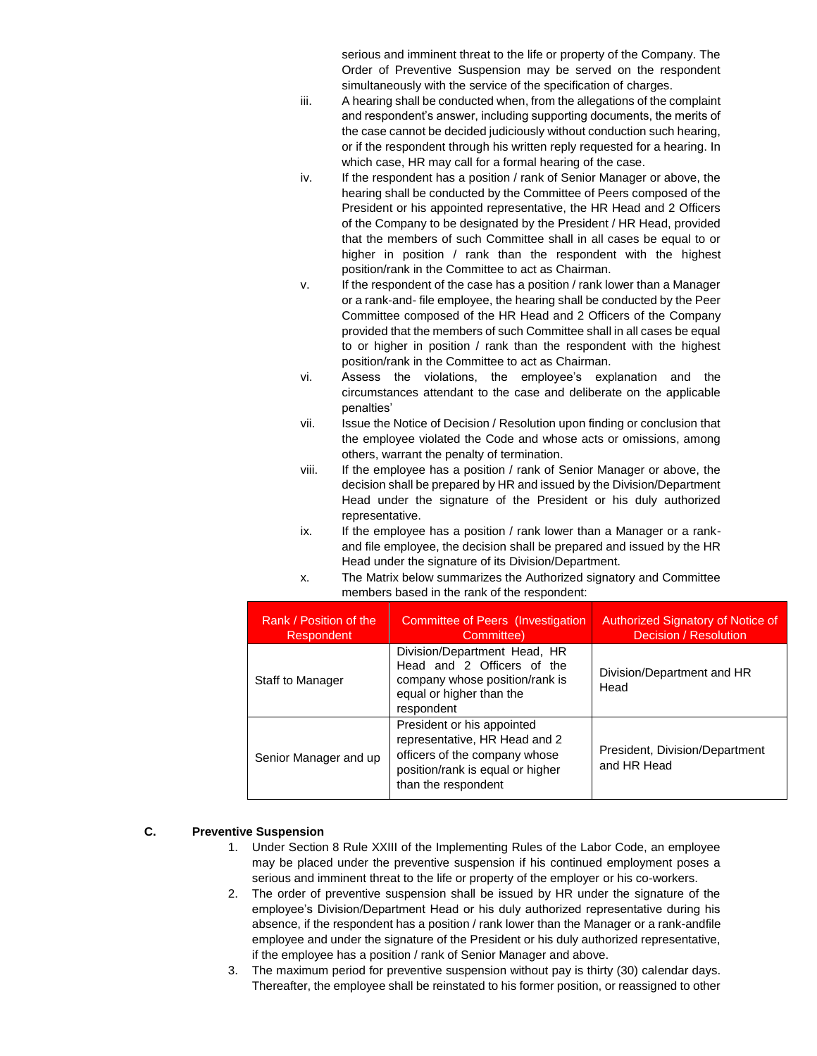serious and imminent threat to the life or property of the Company. The Order of Preventive Suspension may be served on the respondent simultaneously with the service of the specification of charges.

iii. A hearing shall be conducted when, from the allegations of the complaint and respondent's answer, including supporting documents, the merits of the case cannot be decided judiciously without conduction such hearing, or if the respondent through his written reply requested for a hearing. In which case, HR may call for a formal hearing of the case.

iv. If the respondent has a position / rank of Senior Manager or above, the hearing shall be conducted by the Committee of Peers composed of the President or his appointed representative, the HR Head and 2 Officers of the Company to be designated by the President / HR Head, provided that the members of such Committee shall in all cases be equal to or higher in position / rank than the respondent with the highest position/rank in the Committee to act as Chairman.

v. If the respondent of the case has a position / rank lower than a Manager or a rank-and- file employee, the hearing shall be conducted by the Peer Committee composed of the HR Head and 2 Officers of the Company provided that the members of such Committee shall in all cases be equal to or higher in position / rank than the respondent with the highest position/rank in the Committee to act as Chairman.

vi. Assess the violations, the employee's explanation and the circumstances attendant to the case and deliberate on the applicable penalties'

vii. Issue the Notice of Decision / Resolution upon finding or conclusion that the employee violated the Code and whose acts or omissions, among others, warrant the penalty of termination.

viii. If the employee has a position / rank of Senior Manager or above, the decision shall be prepared by HR and issued by the Division/Department Head under the signature of the President or his duly authorized representative.

ix. If the employee has a position / rank lower than a Manager or a rank-and file employee, the decision shall be prepared and issued by the HR Head under the signature of its Division/Department.

x. The Matrix below summarizes the Authorized signatory and Committee members based in the rank of the respondent:

| Rank / Position of the Respondent | Committee of Peers (Investigation Committee) | Authorized Signatory of Notice of Decision / Resolution |
|---|---|---|
| Staff to Manager | Division/Department Head, HR Head and 2 Officers of the company whose position/rank is equal or higher than the respondent | Division/Department and HR Head |
| Senior Manager and up | President or his appointed representative, HR Head and 2 officers of the company whose position/rank is equal or higher than the respondent | President, Division/Department and HR Head |

**C. Preventive Suspension**

1. Under Section 8 Rule XXIII of the Implementing Rules of the Labor Code, an employee may be placed under the preventive suspension if his continued employment poses a serious and imminent threat to the life or property of the employer or his co-workers.
2. The order of preventive suspension shall be issued by HR under the signature of the employee's Division/Department Head or his duly authorized representative during his absence, if the respondent has a position / rank lower than the Manager or a rank-andfile employee and under the signature of the President or his duly authorized representative, if the employee has a position / rank of Senior Manager and above.
3. The maximum period for preventive suspension without pay is thirty (30) calendar days. Thereafter, the employee shall be reinstated to his former position, or reassigned to other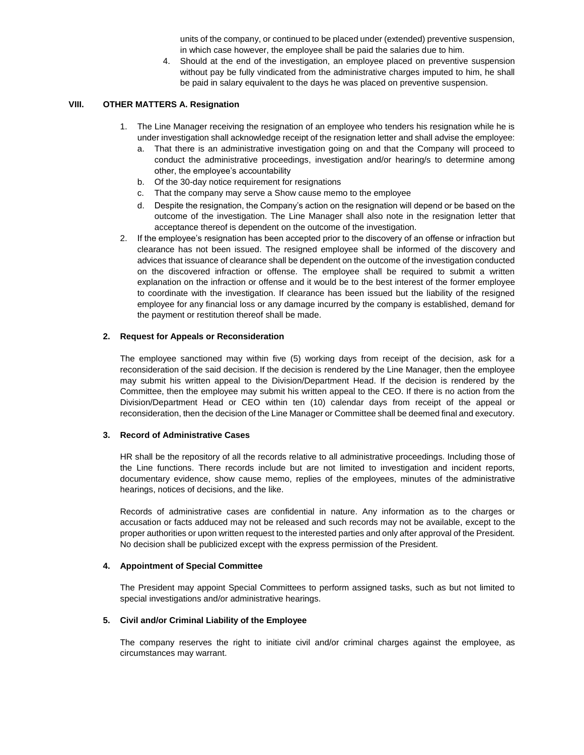units of the company, or continued to be placed under (extended) preventive suspension, in which case however, the employee shall be paid the salaries due to him.

4. Should at the end of the investigation, an employee placed on preventive suspension without pay be fully vindicated from the administrative charges imputed to him, he shall be paid in salary equivalent to the days he was placed on preventive suspension.

## VIII. OTHER MATTERS A. Resignation

1. The Line Manager receiving the resignation of an employee who tenders his resignation while he is under investigation shall acknowledge receipt of the resignation letter and shall advise the employee:
   a. That there is an administrative investigation going on and that the Company will proceed to conduct the administrative proceedings, investigation and/or hearing/s to determine among other, the employee's accountability
   b. Of the 30-day notice requirement for resignations
   c. That the company may serve a Show cause memo to the employee
   d. Despite the resignation, the Company's action on the resignation will depend or be based on the outcome of the investigation. The Line Manager shall also note in the resignation letter that acceptance thereof is dependent on the outcome of the investigation.
2. If the employee's resignation has been accepted prior to the discovery of an offense or infraction but clearance has not been issued. The resigned employee shall be informed of the discovery and advices that issuance of clearance shall be dependent on the outcome of the investigation conducted on the discovered infraction or offense. The employee shall be required to submit a written explanation on the infraction or offense and it would be to the best interest of the former employee to coordinate with the investigation. If clearance has been issued but the liability of the resigned employee for any financial loss or any damage incurred by the company is established, demand for the payment or restitution thereof shall be made.

### 2. Request for Appeals or Reconsideration

The employee sanctioned may within five (5) working days from receipt of the decision, ask for a reconsideration of the said decision. If the decision is rendered by the Line Manager, then the employee may submit his written appeal to the Division/Department Head. If the decision is rendered by the Committee, then the employee may submit his written appeal to the CEO. If there is no action from the Division/Department Head or CEO within ten (10) calendar days from receipt of the appeal or reconsideration, then the decision of the Line Manager or Committee shall be deemed final and executory.

### 3. Record of Administrative Cases

HR shall be the repository of all the records relative to all administrative proceedings. Including those of the Line functions. There records include but are not limited to investigation and incident reports, documentary evidence, show cause memo, replies of the employees, minutes of the administrative hearings, notices of decisions, and the like.

Records of administrative cases are confidential in nature. Any information as to the charges or accusation or facts adduced may not be released and such records may not be available, except to the proper authorities or upon written request to the interested parties and only after approval of the President. No decision shall be publicized except with the express permission of the President.

### 4. Appointment of Special Committee

The President may appoint Special Committees to perform assigned tasks, such as but not limited to special investigations and/or administrative hearings.

### 5. Civil and/or Criminal Liability of the Employee

The company reserves the right to initiate civil and/or criminal charges against the employee, as circumstances may warrant.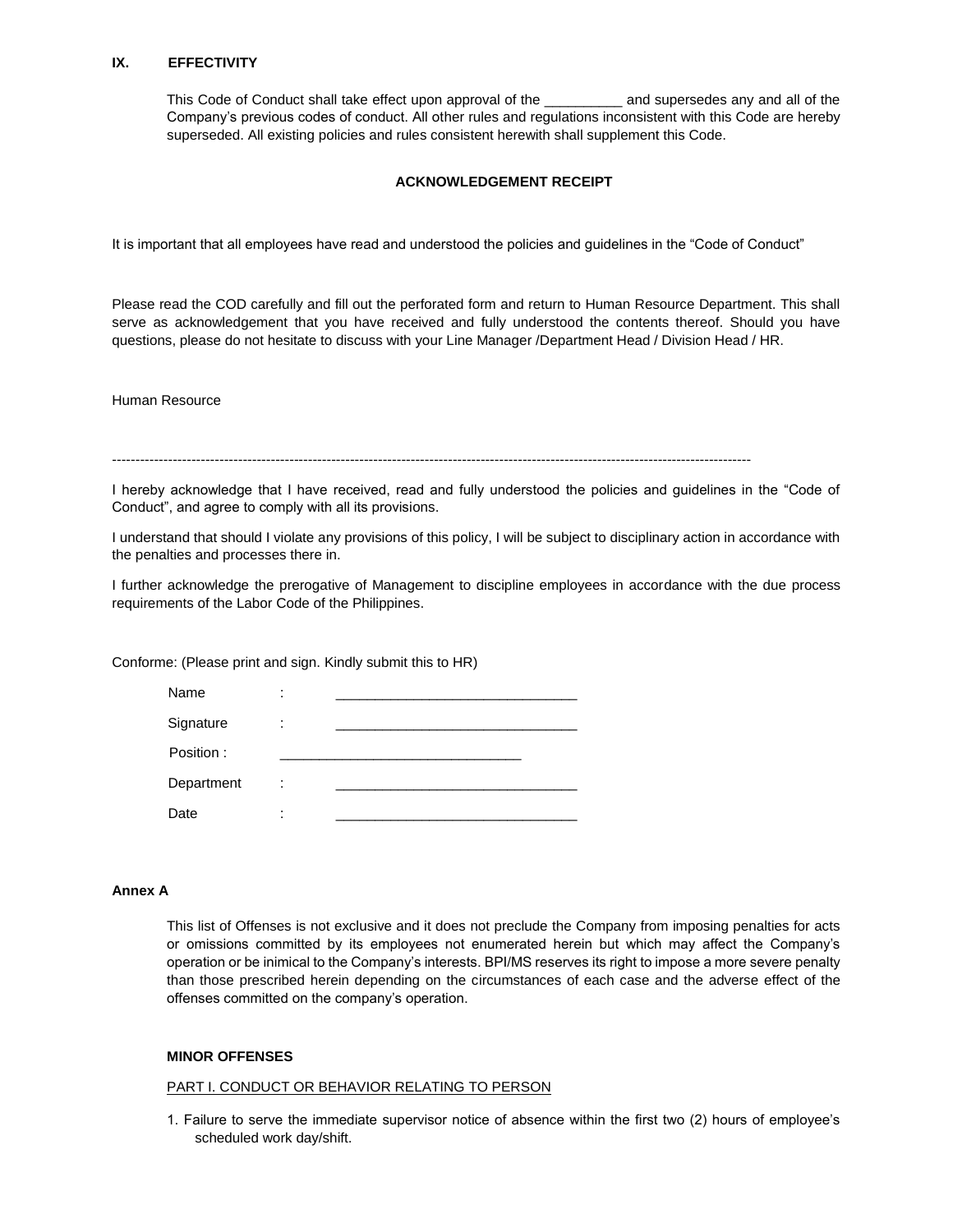## IX. EFFECTIVITY

This Code of Conduct shall take effect upon approval of the __________ and supersedes any and all of the Company's previous codes of conduct. All other rules and regulations inconsistent with this Code are hereby superseded. All existing policies and rules consistent herewith shall supplement this Code.

### ACKNOWLEDGEMENT RECEIPT

It is important that all employees have read and understood the policies and guidelines in the "Code of Conduct"

Please read the COD carefully and fill out the perforated form and return to Human Resource Department. This shall serve as acknowledgement that you have received and fully understood the contents thereof. Should you have questions, please do not hesitate to discuss with your Line Manager /Department Head / Division Head / HR.

Human Resource

-----------------------------------------------------------------------------------------------------------------------------------------

I hereby acknowledge that I have received, read and fully understood the policies and guidelines in the "Code of Conduct", and agree to comply with all its provisions.

I understand that should I violate any provisions of this policy, I will be subject to disciplinary action in accordance with the penalties and processes there in.

I further acknowledge the prerogative of Management to discipline employees in accordance with the due process requirements of the Labor Code of the Philippines.

Conforme: (Please print and sign. Kindly submit this to HR)

Name : _______________________________

Signature : _______________________________

Position : _______________________________

Department : _______________________________

Date : _______________________________

### Annex A

This list of Offenses is not exclusive and it does not preclude the Company from imposing penalties for acts or omissions committed by its employees not enumerated herein but which may affect the Company's operation or be inimical to the Company's interests. BPI/MS reserves its right to impose a more severe penalty than those prescribed herein depending on the circumstances of each case and the adverse effect of the offenses committed on the company's operation.

#### MINOR OFFENSES

PART I. CONDUCT OR BEHAVIOR RELATING TO PERSON

1. Failure to serve the immediate supervisor notice of absence within the first two (2) hours of employee's scheduled work day/shift.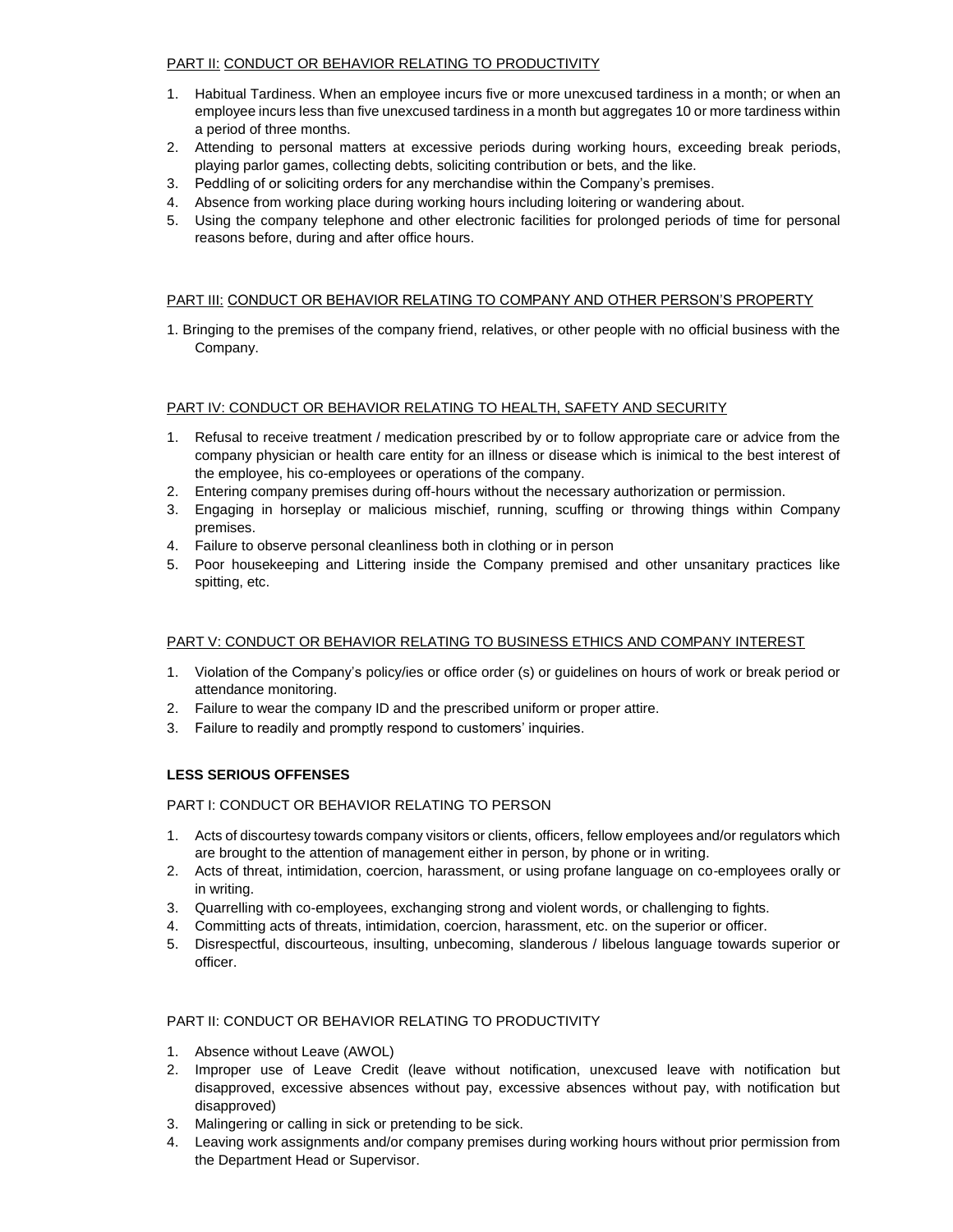PART II: CONDUCT OR BEHAVIOR RELATING TO PRODUCTIVITY

1. Habitual Tardiness. When an employee incurs five or more unexcused tardiness in a month; or when an employee incurs less than five unexcused tardiness in a month but aggregates 10 or more tardiness within a period of three months.
2. Attending to personal matters at excessive periods during working hours, exceeding break periods, playing parlor games, collecting debts, soliciting contribution or bets, and the like.
3. Peddling of or soliciting orders for any merchandise within the Company's premises.
4. Absence from working place during working hours including loitering or wandering about.
5. Using the company telephone and other electronic facilities for prolonged periods of time for personal reasons before, during and after office hours.

PART III: CONDUCT OR BEHAVIOR RELATING TO COMPANY AND OTHER PERSON'S PROPERTY

1. Bringing to the premises of the company friend, relatives, or other people with no official business with the Company.

PART IV: CONDUCT OR BEHAVIOR RELATING TO HEALTH, SAFETY AND SECURITY

1. Refusal to receive treatment / medication prescribed by or to follow appropriate care or advice from the company physician or health care entity for an illness or disease which is inimical to the best interest of the employee, his co-employees or operations of the company.
2. Entering company premises during off-hours without the necessary authorization or permission.
3. Engaging in horseplay or malicious mischief, running, scuffing or throwing things within Company premises.
4. Failure to observe personal cleanliness both in clothing or in person
5. Poor housekeeping and Littering inside the Company premised and other unsanitary practices like spitting, etc.

PART V: CONDUCT OR BEHAVIOR RELATING TO BUSINESS ETHICS AND COMPANY INTEREST

1. Violation of the Company's policy/ies or office order (s) or guidelines on hours of work or break period or attendance monitoring.
2. Failure to wear the company ID and the prescribed uniform or proper attire.
3. Failure to readily and promptly respond to customers' inquiries.

**LESS SERIOUS OFFENSES**

PART I: CONDUCT OR BEHAVIOR RELATING TO PERSON

1. Acts of discourtesy towards company visitors or clients, officers, fellow employees and/or regulators which are brought to the attention of management either in person, by phone or in writing.
2. Acts of threat, intimidation, coercion, harassment, or using profane language on co-employees orally or in writing.
3. Quarrelling with co-employees, exchanging strong and violent words, or challenging to fights.
4. Committing acts of threats, intimidation, coercion, harassment, etc. on the superior or officer.
5. Disrespectful, discourteous, insulting, unbecoming, slanderous / libelous language towards superior or officer.

PART II: CONDUCT OR BEHAVIOR RELATING TO PRODUCTIVITY

1. Absence without Leave (AWOL)
2. Improper use of Leave Credit (leave without notification, unexcused leave with notification but disapproved, excessive absences without pay, excessive absences without pay, with notification but disapproved)
3. Malingering or calling in sick or pretending to be sick.
4. Leaving work assignments and/or company premises during working hours without prior permission from the Department Head or Supervisor.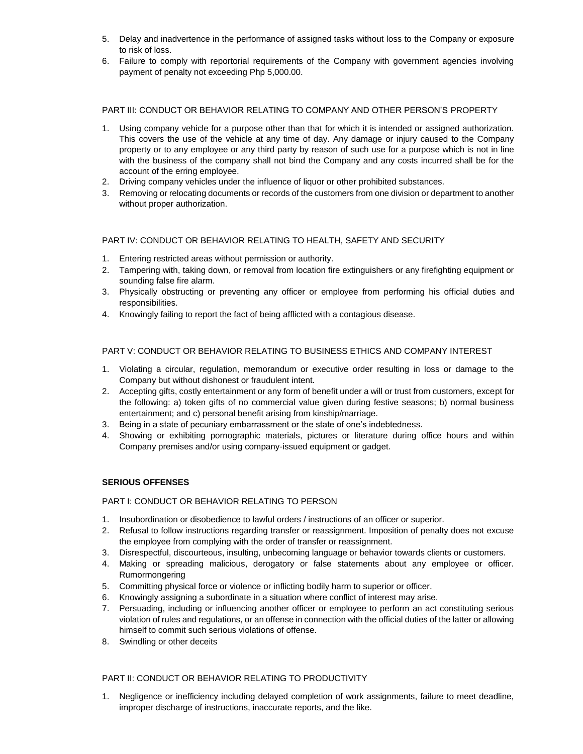5. Delay and inadvertence in the performance of assigned tasks without loss to the Company or exposure to risk of loss.
6. Failure to comply with reportorial requirements of the Company with government agencies involving payment of penalty not exceeding Php 5,000.00.

PART III: CONDUCT OR BEHAVIOR RELATING TO COMPANY AND OTHER PERSON'S PROPERTY

1. Using company vehicle for a purpose other than that for which it is intended or assigned authorization. This covers the use of the vehicle at any time of day. Any damage or injury caused to the Company property or to any employee or any third party by reason of such use for a purpose which is not in line with the business of the company shall not bind the Company and any costs incurred shall be for the account of the erring employee.
2. Driving company vehicles under the influence of liquor or other prohibited substances.
3. Removing or relocating documents or records of the customers from one division or department to another without proper authorization.

PART IV: CONDUCT OR BEHAVIOR RELATING TO HEALTH, SAFETY AND SECURITY

1. Entering restricted areas without permission or authority.
2. Tampering with, taking down, or removal from location fire extinguishers or any firefighting equipment or sounding false fire alarm.
3. Physically obstructing or preventing any officer or employee from performing his official duties and responsibilities.
4. Knowingly failing to report the fact of being afflicted with a contagious disease.

PART V: CONDUCT OR BEHAVIOR RELATING TO BUSINESS ETHICS AND COMPANY INTEREST

1. Violating a circular, regulation, memorandum or executive order resulting in loss or damage to the Company but without dishonest or fraudulent intent.
2. Accepting gifts, costly entertainment or any form of benefit under a will or trust from customers, except for the following: a) token gifts of no commercial value given during festive seasons; b) normal business entertainment; and c) personal benefit arising from kinship/marriage.
3. Being in a state of pecuniary embarrassment or the state of one's indebtedness.
4. Showing or exhibiting pornographic materials, pictures or literature during office hours and within Company premises and/or using company-issued equipment or gadget.

**SERIOUS OFFENSES**

PART I: CONDUCT OR BEHAVIOR RELATING TO PERSON

1. Insubordination or disobedience to lawful orders / instructions of an officer or superior.
2. Refusal to follow instructions regarding transfer or reassignment. Imposition of penalty does not excuse the employee from complying with the order of transfer or reassignment.
3. Disrespectful, discourteous, insulting, unbecoming language or behavior towards clients or customers.
4. Making or spreading malicious, derogatory or false statements about any employee or officer. Rumormongering
5. Committing physical force or violence or inflicting bodily harm to superior or officer.
6. Knowingly assigning a subordinate in a situation where conflict of interest may arise.
7. Persuading, including or influencing another officer or employee to perform an act constituting serious violation of rules and regulations, or an offense in connection with the official duties of the latter or allowing himself to commit such serious violations of offense.
8. Swindling or other deceits

PART II: CONDUCT OR BEHAVIOR RELATING TO PRODUCTIVITY

1. Negligence or inefficiency including delayed completion of work assignments, failure to meet deadline, improper discharge of instructions, inaccurate reports, and the like.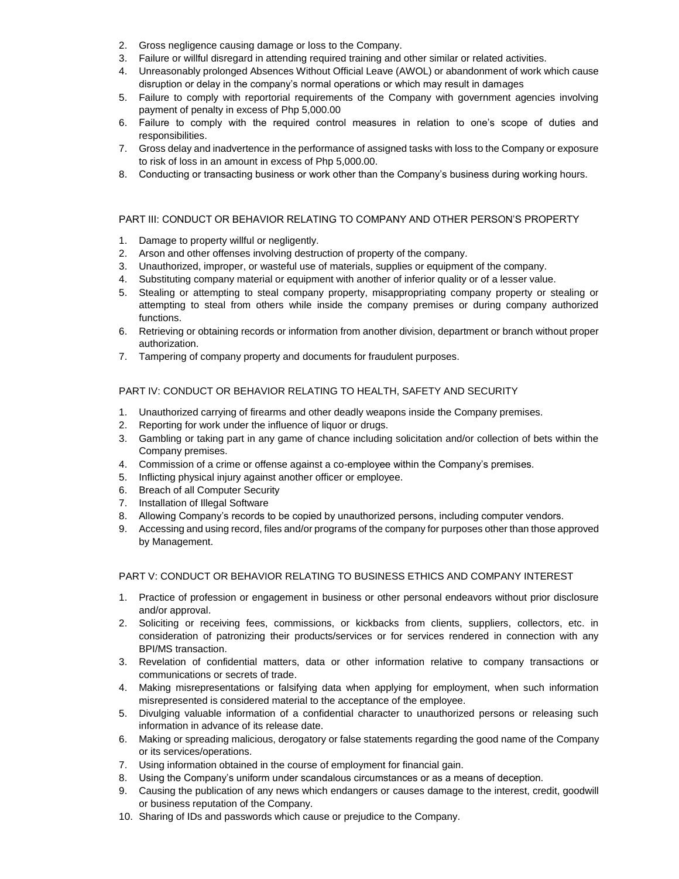2. Gross negligence causing damage or loss to the Company.
3. Failure or willful disregard in attending required training and other similar or related activities.
4. Unreasonably prolonged Absences Without Official Leave (AWOL) or abandonment of work which cause disruption or delay in the company's normal operations or which may result in damages
5. Failure to comply with reportorial requirements of the Company with government agencies involving payment of penalty in excess of Php 5,000.00
6. Failure to comply with the required control measures in relation to one's scope of duties and responsibilities.
7. Gross delay and inadvertence in the performance of assigned tasks with loss to the Company or exposure to risk of loss in an amount in excess of Php 5,000.00.
8. Conducting or transacting business or work other than the Company's business during working hours.

PART III: CONDUCT OR BEHAVIOR RELATING TO COMPANY AND OTHER PERSON'S PROPERTY

1. Damage to property willful or negligently.
2. Arson and other offenses involving destruction of property of the company.
3. Unauthorized, improper, or wasteful use of materials, supplies or equipment of the company.
4. Substituting company material or equipment with another of inferior quality or of a lesser value.
5. Stealing or attempting to steal company property, misappropriating company property or stealing or attempting to steal from others while inside the company premises or during company authorized functions.
6. Retrieving or obtaining records or information from another division, department or branch without proper authorization.
7. Tampering of company property and documents for fraudulent purposes.

PART IV: CONDUCT OR BEHAVIOR RELATING TO HEALTH, SAFETY AND SECURITY

1. Unauthorized carrying of firearms and other deadly weapons inside the Company premises.
2. Reporting for work under the influence of liquor or drugs.
3. Gambling or taking part in any game of chance including solicitation and/or collection of bets within the Company premises.
4. Commission of a crime or offense against a co-employee within the Company's premises.
5. Inflicting physical injury against another officer or employee.
6. Breach of all Computer Security
7. Installation of Illegal Software
8. Allowing Company's records to be copied by unauthorized persons, including computer vendors.
9. Accessing and using record, files and/or programs of the company for purposes other than those approved by Management.

PART V: CONDUCT OR BEHAVIOR RELATING TO BUSINESS ETHICS AND COMPANY INTEREST

1. Practice of profession or engagement in business or other personal endeavors without prior disclosure and/or approval.
2. Soliciting or receiving fees, commissions, or kickbacks from clients, suppliers, collectors, etc. in consideration of patronizing their products/services or for services rendered in connection with any BPI/MS transaction.
3. Revelation of confidential matters, data or other information relative to company transactions or communications or secrets of trade.
4. Making misrepresentations or falsifying data when applying for employment, when such information misrepresented is considered material to the acceptance of the employee.
5. Divulging valuable information of a confidential character to unauthorized persons or releasing such information in advance of its release date.
6. Making or spreading malicious, derogatory or false statements regarding the good name of the Company or its services/operations.
7. Using information obtained in the course of employment for financial gain.
8. Using the Company's uniform under scandalous circumstances or as a means of deception.
9. Causing the publication of any news which endangers or causes damage to the interest, credit, goodwill or business reputation of the Company.
10. Sharing of IDs and passwords which cause or prejudice to the Company.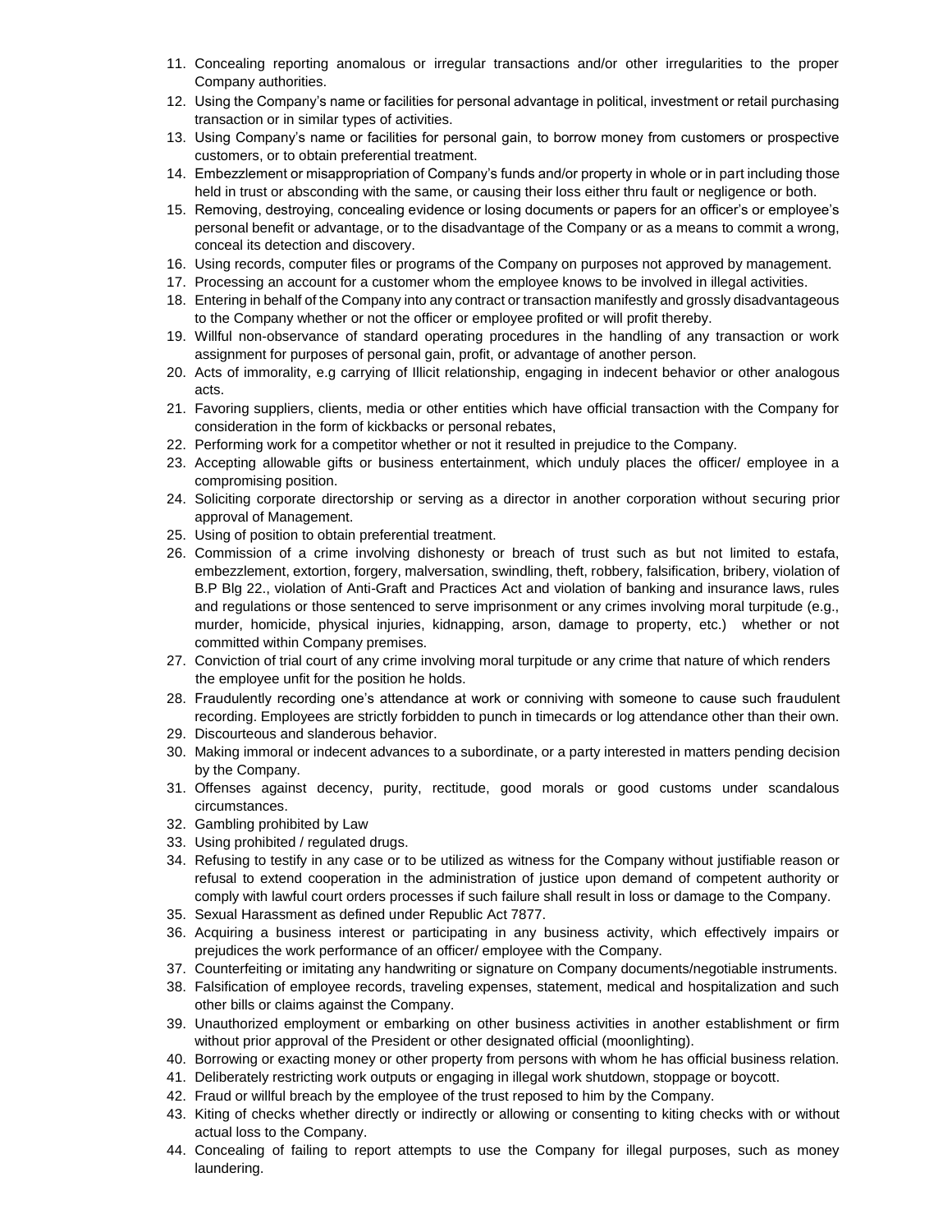11. Concealing reporting anomalous or irregular transactions and/or other irregularities to the proper Company authorities.
12. Using the Company's name or facilities for personal advantage in political, investment or retail purchasing transaction or in similar types of activities.
13. Using Company's name or facilities for personal gain, to borrow money from customers or prospective customers, or to obtain preferential treatment.
14. Embezzlement or misappropriation of Company's funds and/or property in whole or in part including those held in trust or absconding with the same, or causing their loss either thru fault or negligence or both.
15. Removing, destroying, concealing evidence or losing documents or papers for an officer's or employee's personal benefit or advantage, or to the disadvantage of the Company or as a means to commit a wrong, conceal its detection and discovery.
16. Using records, computer files or programs of the Company on purposes not approved by management.
17. Processing an account for a customer whom the employee knows to be involved in illegal activities.
18. Entering in behalf of the Company into any contract or transaction manifestly and grossly disadvantageous to the Company whether or not the officer or employee profited or will profit thereby.
19. Willful non-observance of standard operating procedures in the handling of any transaction or work assignment for purposes of personal gain, profit, or advantage of another person.
20. Acts of immorality, e.g carrying of Illicit relationship, engaging in indecent behavior or other analogous acts.
21. Favoring suppliers, clients, media or other entities which have official transaction with the Company for consideration in the form of kickbacks or personal rebates,
22. Performing work for a competitor whether or not it resulted in prejudice to the Company.
23. Accepting allowable gifts or business entertainment, which unduly places the officer/ employee in a compromising position.
24. Soliciting corporate directorship or serving as a director in another corporation without securing prior approval of Management.
25. Using of position to obtain preferential treatment.
26. Commission of a crime involving dishonesty or breach of trust such as but not limited to estafa, embezzlement, extortion, forgery, malversation, swindling, theft, robbery, falsification, bribery, violation of B.P Blg 22., violation of Anti-Graft and Practices Act and violation of banking and insurance laws, rules and regulations or those sentenced to serve imprisonment or any crimes involving moral turpitude (e.g., murder, homicide, physical injuries, kidnapping, arson, damage to property, etc.) whether or not committed within Company premises.
27. Conviction of trial court of any crime involving moral turpitude or any crime that nature of which renders the employee unfit for the position he holds.
28. Fraudulently recording one's attendance at work or conniving with someone to cause such fraudulent recording. Employees are strictly forbidden to punch in timecards or log attendance other than their own.
29. Discourteous and slanderous behavior.
30. Making immoral or indecent advances to a subordinate, or a party interested in matters pending decision by the Company.
31. Offenses against decency, purity, rectitude, good morals or good customs under scandalous circumstances.
32. Gambling prohibited by Law
33. Using prohibited / regulated drugs.
34. Refusing to testify in any case or to be utilized as witness for the Company without justifiable reason or refusal to extend cooperation in the administration of justice upon demand of competent authority or comply with lawful court orders processes if such failure shall result in loss or damage to the Company.
35. Sexual Harassment as defined under Republic Act 7877.
36. Acquiring a business interest or participating in any business activity, which effectively impairs or prejudices the work performance of an officer/ employee with the Company.
37. Counterfeiting or imitating any handwriting or signature on Company documents/negotiable instruments.
38. Falsification of employee records, traveling expenses, statement, medical and hospitalization and such other bills or claims against the Company.
39. Unauthorized employment or embarking on other business activities in another establishment or firm without prior approval of the President or other designated official (moonlighting).
40. Borrowing or exacting money or other property from persons with whom he has official business relation.
41. Deliberately restricting work outputs or engaging in illegal work shutdown, stoppage or boycott.
42. Fraud or willful breach by the employee of the trust reposed to him by the Company.
43. Kiting of checks whether directly or indirectly or allowing or consenting to kiting checks with or without actual loss to the Company.
44. Concealing of failing to report attempts to use the Company for illegal purposes, such as money laundering.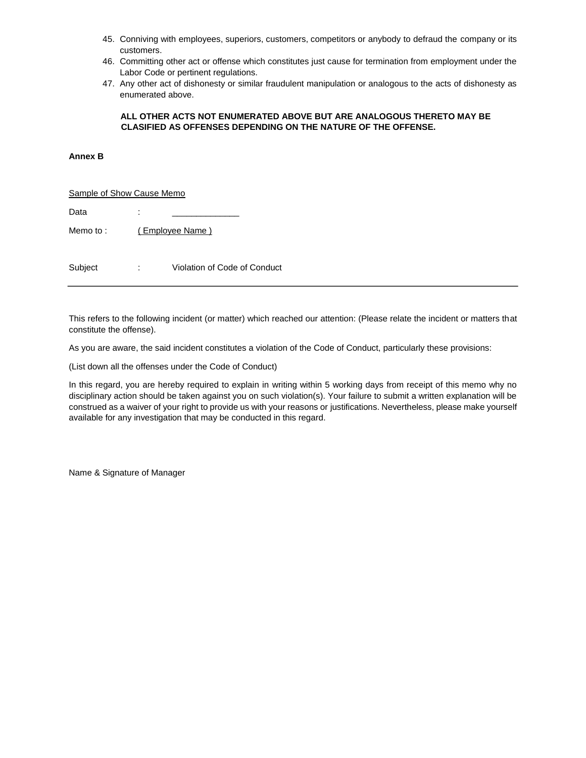45. Conniving with employees, superiors, customers, competitors or anybody to defraud the company or its customers.
46. Committing other act or offense which constitutes just cause for termination from employment under the Labor Code or pertinent regulations.
47. Any other act of dishonesty or similar fraudulent manipulation or analogous to the acts of dishonesty as enumerated above.

**ALL OTHER ACTS NOT ENUMERATED ABOVE BUT ARE ANALOGOUS THERETO MAY BE CLASIFIED AS OFFENSES DEPENDING ON THE NATURE OF THE OFFENSE.**

**Annex B**

Sample of Show Cause Memo

Data : ______________

Memo to : ( Employee Name )

Subject : Violation of Code of Conduct

---

This refers to the following incident (or matter) which reached our attention: (Please relate the incident or matters that constitute the offense).

As you are aware, the said incident constitutes a violation of the Code of Conduct, particularly these provisions:

(List down all the offenses under the Code of Conduct)

In this regard, you are hereby required to explain in writing within 5 working days from receipt of this memo why no disciplinary action should be taken against you on such violation(s). Your failure to submit a written explanation will be construed as a waiver of your right to provide us with your reasons or justifications. Nevertheless, please make yourself available for any investigation that may be conducted in this regard.

Name & Signature of Manager